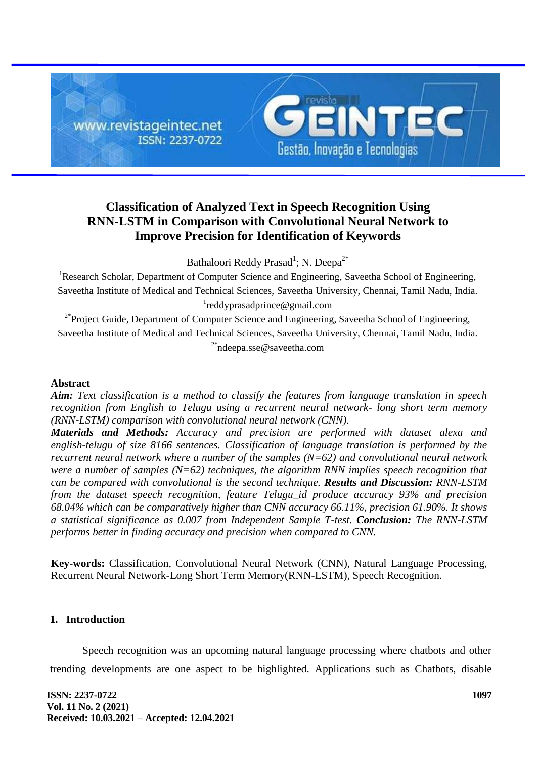# Classification of Analyzed Text in Speech Recognition Using RNN-LSTM in Comparison with Convolutional Neural Network to Improve Precision for Identification of Keywords

Bathaloori Reddy Prasad[1]; N. Deepa[2*]

[1]Research Scholar, Department of Computer Science and Engineering, Saveetha School of Engineering, Saveetha Institute of Medical and Technical Sciences, Saveetha University, Chennai, Tamil Nadu, India.
[1]reddyprasadprince@gmail.com

[2*]Project Guide, Department of Computer Science and Engineering, Saveetha School of Engineering, Saveetha Institute of Medical and Technical Sciences, Saveetha University, Chennai, Tamil Nadu, India.
[2*]ndeepa.sse@saveetha.com

## Abstract

***Aim:*** *Text classification is a method to classify the features from language translation in speech recognition from English to Telugu using a recurrent neural network- long short term memory (RNN-LSTM) comparison with convolutional neural network (CNN).*

***Materials and Methods:*** *Accuracy and precision are performed with dataset alexa and english-telugu of size 8166 sentences. Classification of language translation is performed by the recurrent neural network where a number of the samples (N=62) and convolutional neural network were a number of samples (N=62) techniques, the algorithm RNN implies speech recognition that can be compared with convolutional is the second technique.* ***Results and Discussion:*** *RNN-LSTM from the dataset speech recognition, feature Telugu_id produce accuracy 93% and precision 68.04% which can be comparatively higher than CNN accuracy 66.11%, precision 61.90%. It shows a statistical significance as 0.007 from Independent Sample T-test.* ***Conclusion:*** *The RNN-LSTM performs better in finding accuracy and precision when compared to CNN.*

**Key-words:** Classification, Convolutional Neural Network (CNN), Natural Language Processing, Recurrent Neural Network-Long Short Term Memory(RNN-LSTM), Speech Recognition.

## 1. Introduction

Speech recognition was an upcoming natural language processing where chatbots and other trending developments are one aspect to be highlighted. Applications such as Chatbots, disable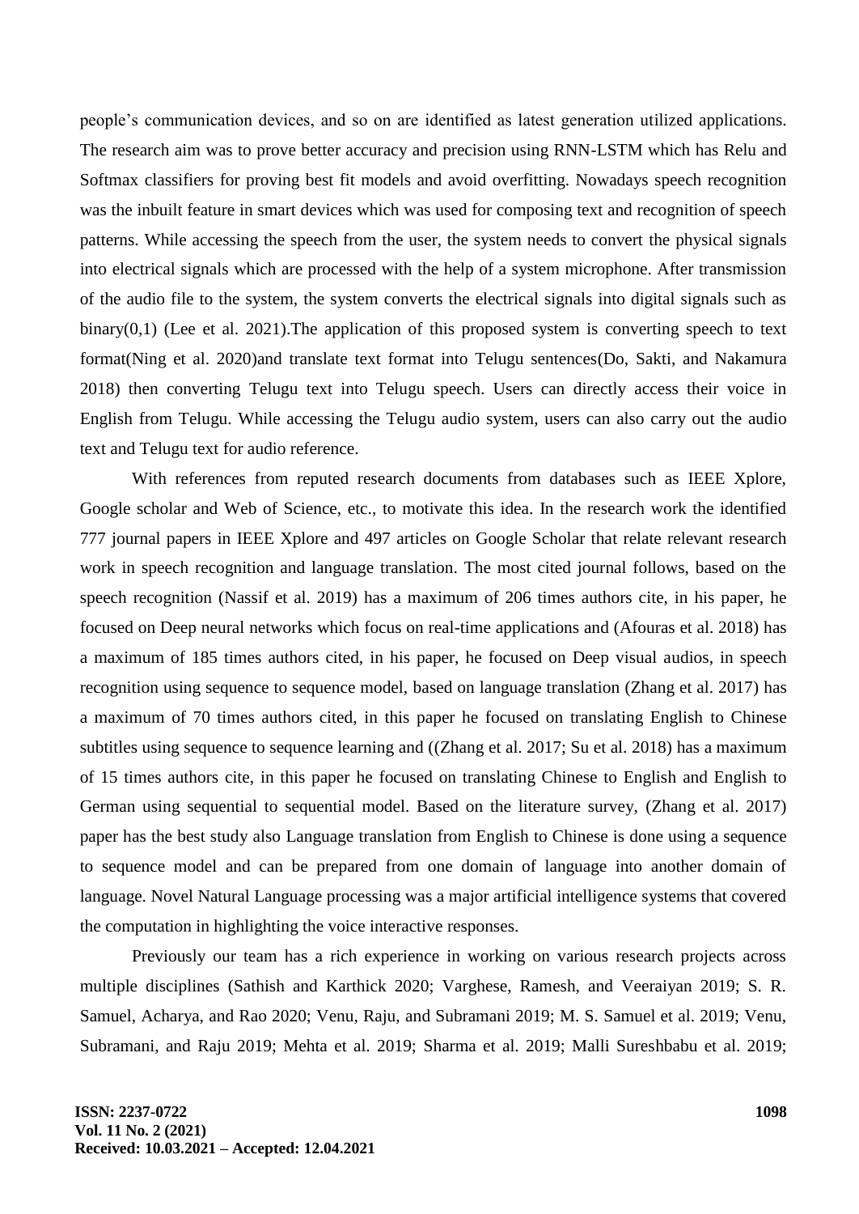people's communication devices, and so on are identified as latest generation utilized applications. The research aim was to prove better accuracy and precision using RNN-LSTM which has Relu and Softmax classifiers for proving best fit models and avoid overfitting. Nowadays speech recognition was the inbuilt feature in smart devices which was used for composing text and recognition of speech patterns. While accessing the speech from the user, the system needs to convert the physical signals into electrical signals which are processed with the help of a system microphone. After transmission of the audio file to the system, the system converts the electrical signals into digital signals such as binary(0,1) (Lee et al. 2021).The application of this proposed system is converting speech to text format(Ning et al. 2020)and translate text format into Telugu sentences(Do, Sakti, and Nakamura 2018) then converting Telugu text into Telugu speech. Users can directly access their voice in English from Telugu. While accessing the Telugu audio system, users can also carry out the audio text and Telugu text for audio reference.

With references from reputed research documents from databases such as IEEE Xplore, Google scholar and Web of Science, etc., to motivate this idea. In the research work the identified 777 journal papers in IEEE Xplore and 497 articles on Google Scholar that relate relevant research work in speech recognition and language translation. The most cited journal follows, based on the speech recognition (Nassif et al. 2019) has a maximum of 206 times authors cite, in his paper, he focused on Deep neural networks which focus on real-time applications and (Afouras et al. 2018) has a maximum of 185 times authors cited, in his paper, he focused on Deep visual audios, in speech recognition using sequence to sequence model, based on language translation (Zhang et al. 2017) has a maximum of 70 times authors cited, in this paper he focused on translating English to Chinese subtitles using sequence to sequence learning and ((Zhang et al. 2017; Su et al. 2018) has a maximum of 15 times authors cite, in this paper he focused on translating Chinese to English and English to German using sequential to sequential model. Based on the literature survey, (Zhang et al. 2017) paper has the best study also Language translation from English to Chinese is done using a sequence to sequence model and can be prepared from one domain of language into another domain of language. Novel Natural Language processing was a major artificial intelligence systems that covered the computation in highlighting the voice interactive responses.

Previously our team has a rich experience in working on various research projects across multiple disciplines (Sathish and Karthick 2020; Varghese, Ramesh, and Veeraiyan 2019; S. R. Samuel, Acharya, and Rao 2020; Venu, Raju, and Subramani 2019; M. S. Samuel et al. 2019; Venu, Subramani, and Raju 2019; Mehta et al. 2019; Sharma et al. 2019; Malli Sureshbabu et al. 2019;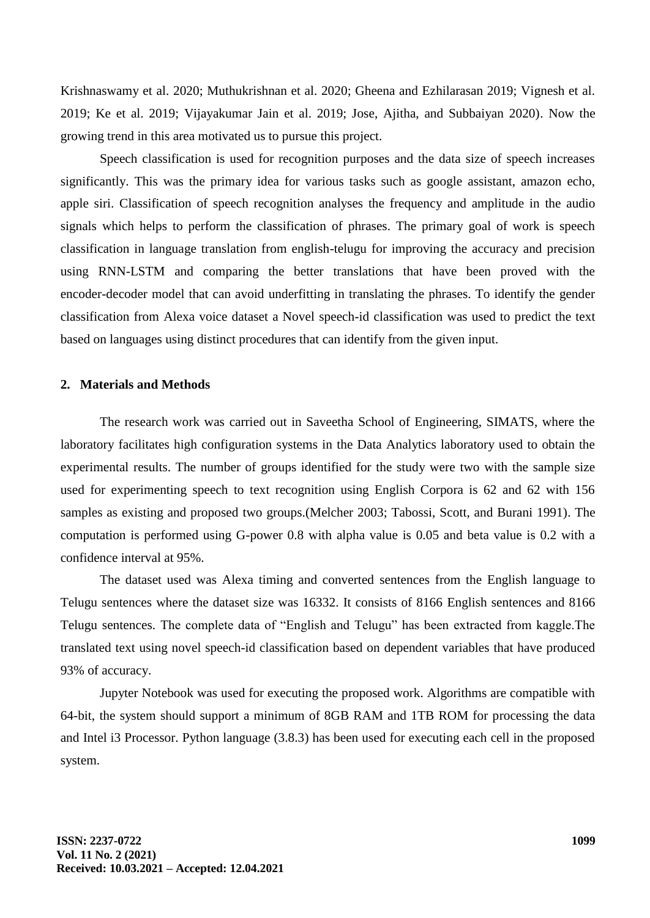Krishnaswamy et al. 2020; Muthukrishnan et al. 2020; Gheena and Ezhilarasan 2019; Vignesh et al. 2019; Ke et al. 2019; Vijayakumar Jain et al. 2019; Jose, Ajitha, and Subbaiyan 2020). Now the growing trend in this area motivated us to pursue this project.

Speech classification is used for recognition purposes and the data size of speech increases significantly. This was the primary idea for various tasks such as google assistant, amazon echo, apple siri. Classification of speech recognition analyses the frequency and amplitude in the audio signals which helps to perform the classification of phrases. The primary goal of work is speech classification in language translation from english-telugu for improving the accuracy and precision using RNN-LSTM and comparing the better translations that have been proved with the encoder-decoder model that can avoid underfitting in translating the phrases. To identify the gender classification from Alexa voice dataset a Novel speech-id classification was used to predict the text based on languages using distinct procedures that can identify from the given input.

## 2. Materials and Methods

The research work was carried out in Saveetha School of Engineering, SIMATS, where the laboratory facilitates high configuration systems in the Data Analytics laboratory used to obtain the experimental results. The number of groups identified for the study were two with the sample size used for experimenting speech to text recognition using English Corpora is 62 and 62 with 156 samples as existing and proposed two groups.(Melcher 2003; Tabossi, Scott, and Burani 1991). The computation is performed using G-power 0.8 with alpha value is 0.05 and beta value is 0.2 with a confidence interval at 95%.

The dataset used was Alexa timing and converted sentences from the English language to Telugu sentences where the dataset size was 16332. It consists of 8166 English sentences and 8166 Telugu sentences. The complete data of "English and Telugu" has been extracted from kaggle.The translated text using novel speech-id classification based on dependent variables that have produced 93% of accuracy.

Jupyter Notebook was used for executing the proposed work. Algorithms are compatible with 64-bit, the system should support a minimum of 8GB RAM and 1TB ROM for processing the data and Intel i3 Processor. Python language (3.8.3) has been used for executing each cell in the proposed system.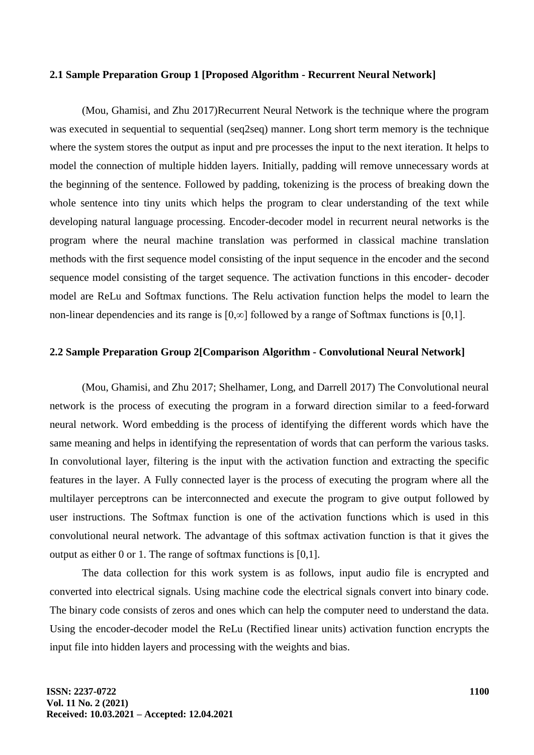### 2.1 Sample Preparation Group 1 [Proposed Algorithm - Recurrent Neural Network]

(Mou, Ghamisi, and Zhu 2017)Recurrent Neural Network is the technique where the program was executed in sequential to sequential (seq2seq) manner. Long short term memory is the technique where the system stores the output as input and pre processes the input to the next iteration. It helps to model the connection of multiple hidden layers. Initially, padding will remove unnecessary words at the beginning of the sentence. Followed by padding, tokenizing is the process of breaking down the whole sentence into tiny units which helps the program to clear understanding of the text while developing natural language processing. Encoder-decoder model in recurrent neural networks is the program where the neural machine translation was performed in classical machine translation methods with the first sequence model consisting of the input sequence in the encoder and the second sequence model consisting of the target sequence. The activation functions in this encoder- decoder model are ReLu and Softmax functions. The Relu activation function helps the model to learn the non-linear dependencies and its range is $[0,\infty]$ followed by a range of Softmax functions is $[0,1]$.

### 2.2 Sample Preparation Group 2[Comparison Algorithm - Convolutional Neural Network]

(Mou, Ghamisi, and Zhu 2017; Shelhamer, Long, and Darrell 2017) The Convolutional neural network is the process of executing the program in a forward direction similar to a feed-forward neural network. Word embedding is the process of identifying the different words which have the same meaning and helps in identifying the representation of words that can perform the various tasks. In convolutional layer, filtering is the input with the activation function and extracting the specific features in the layer. A Fully connected layer is the process of executing the program where all the multilayer perceptrons can be interconnected and execute the program to give output followed by user instructions. The Softmax function is one of the activation functions which is used in this convolutional neural network. The advantage of this softmax activation function is that it gives the output as either 0 or 1. The range of softmax functions is $[0,1]$.

The data collection for this work system is as follows, input audio file is encrypted and converted into electrical signals. Using machine code the electrical signals convert into binary code. The binary code consists of zeros and ones which can help the computer need to understand the data. Using the encoder-decoder model the ReLu (Rectified linear units) activation function encrypts the input file into hidden layers and processing with the weights and bias.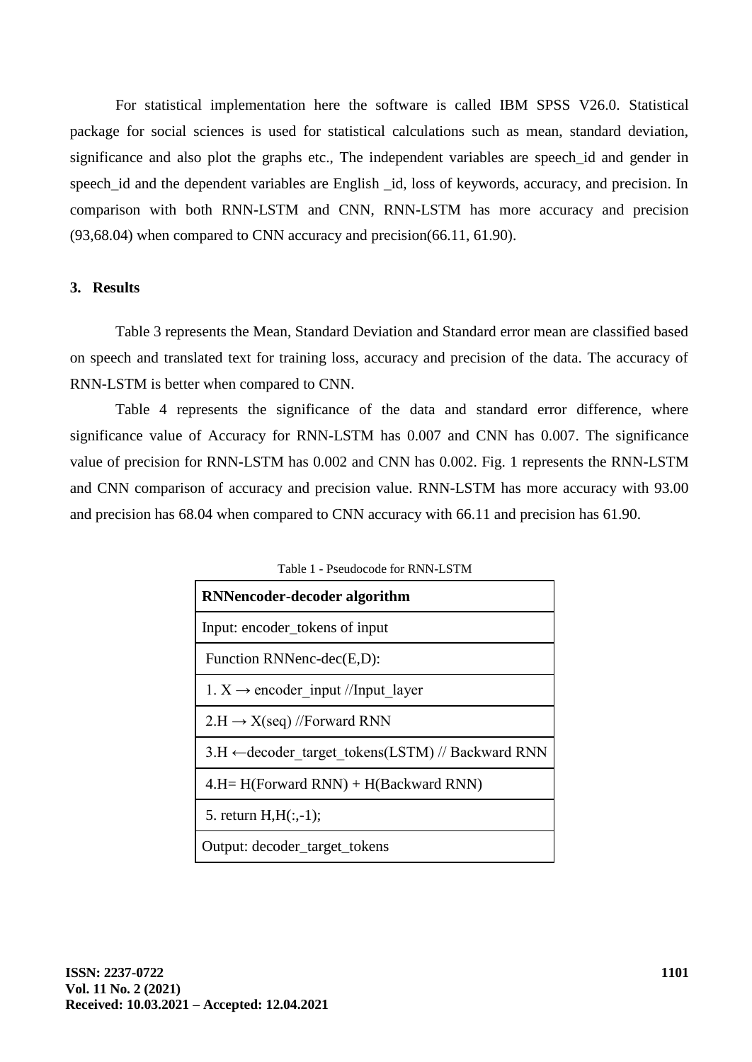For statistical implementation here the software is called IBM SPSS V26.0. Statistical package for social sciences is used for statistical calculations such as mean, standard deviation, significance and also plot the graphs etc., The independent variables are speech_id and gender in speech_id and the dependent variables are English _id, loss of keywords, accuracy, and precision. In comparison with both RNN-LSTM and CNN, RNN-LSTM has more accuracy and precision (93,68.04) when compared to CNN accuracy and precision(66.11, 61.90).

## 3. Results

Table 3 represents the Mean, Standard Deviation and Standard error mean are classified based on speech and translated text for training loss, accuracy and precision of the data. The accuracy of RNN-LSTM is better when compared to CNN.

Table 4 represents the significance of the data and standard error difference, where significance value of Accuracy for RNN-LSTM has 0.007 and CNN has 0.007. The significance value of precision for RNN-LSTM has 0.002 and CNN has 0.002. Fig. 1 represents the RNN-LSTM and CNN comparison of accuracy and precision value. RNN-LSTM has more accuracy with 93.00 and precision has 68.04 when compared to CNN accuracy with 66.11 and precision has 61.90.

Table 1 - Pseudocode for RNN-LSTM

| **RNNencoder-decoder algorithm** |
|---|
| Input: encoder_tokens of input |
| Function RNNenc-dec(E,D): |
| 1. X → encoder_input //Input_layer |
| 2.H → X(seq) //Forward RNN |
| 3.H ←decoder_target_tokens(LSTM) // Backward RNN |
| 4.H= H(Forward RNN) + H(Backward RNN) |
| 5. return H,H(:,-1); |
| Output: decoder_target_tokens |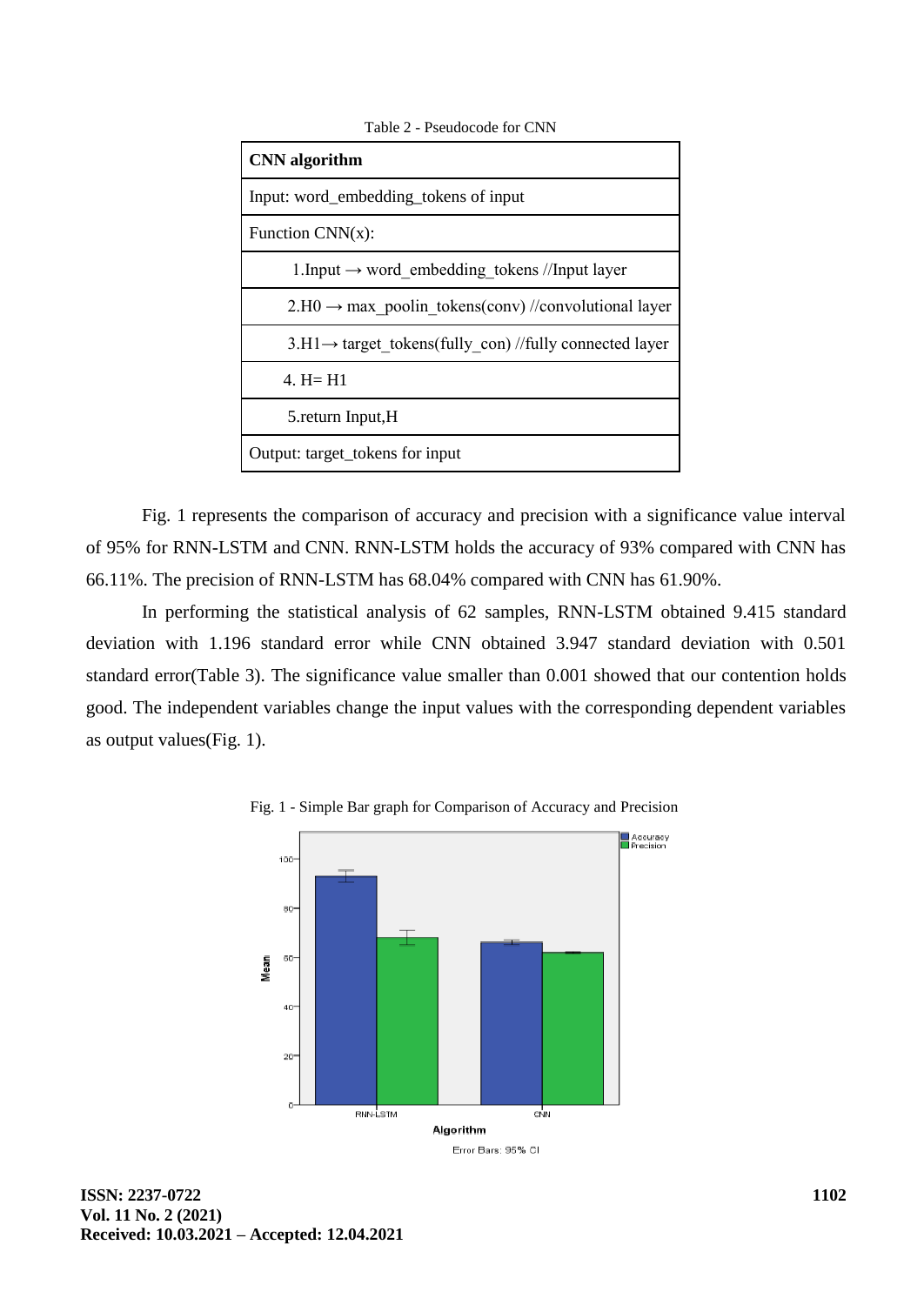Table 2 - Pseudocode for CNN

| CNN algorithm |
|---|
| Input: word_embedding_tokens of input |
| Function CNN(x): |
| 1.Input → word_embedding_tokens //Input layer |
| 2.H0 → max_poolin_tokens(conv) //convolutional layer |
| 3.H1→ target_tokens(fully_con) //fully connected layer |
| 4. H= H1 |
| 5.return Input,H |
| Output: target_tokens for input |

Fig. 1 represents the comparison of accuracy and precision with a significance value interval of 95% for RNN-LSTM and CNN. RNN-LSTM holds the accuracy of 93% compared with CNN has 66.11%. The precision of RNN-LSTM has 68.04% compared with CNN has 61.90%.

In performing the statistical analysis of 62 samples, RNN-LSTM obtained 9.415 standard deviation with 1.196 standard error while CNN obtained 3.947 standard deviation with 0.501 standard error(Table 3). The significance value smaller than 0.001 showed that our contention holds good. The independent variables change the input values with the corresponding dependent variables as output values(Fig. 1).

Fig. 1 - Simple Bar graph for Comparison of Accuracy and Precision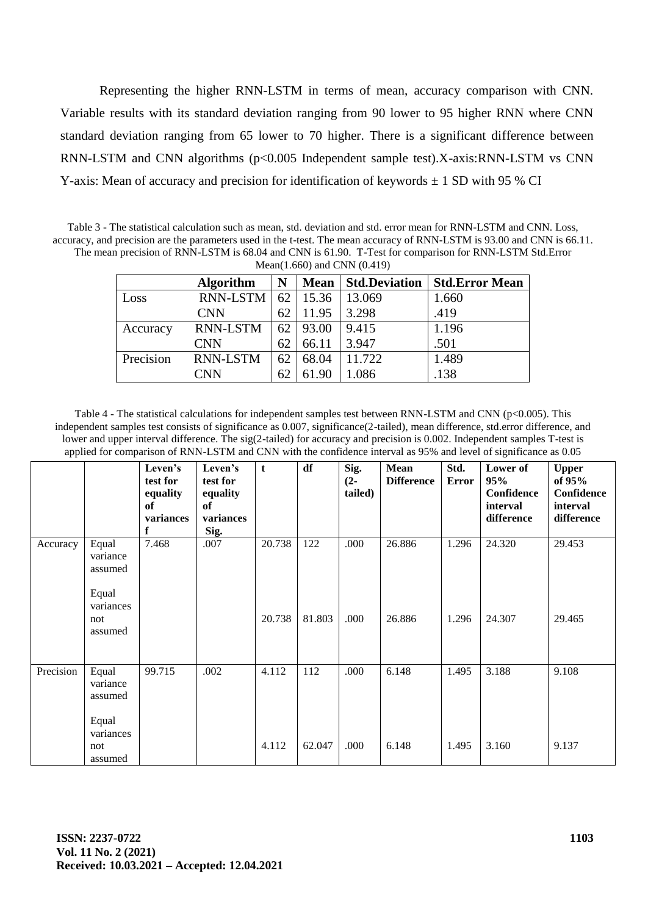Representing the higher RNN-LSTM in terms of mean, accuracy comparison with CNN. Variable results with its standard deviation ranging from 90 lower to 95 higher RNN where CNN standard deviation ranging from 65 lower to 70 higher. There is a significant difference between RNN-LSTM and CNN algorithms ($p<0.005$ Independent sample test).X-axis:RNN-LSTM vs CNN Y-axis: Mean of accuracy and precision for identification of keywords ± 1 SD with 95 % CI

Table 3 - The statistical calculation such as mean, std. deviation and std. error mean for RNN-LSTM and CNN. Loss, accuracy, and precision are the parameters used in the t-test. The mean accuracy of RNN-LSTM is 93.00 and CNN is 66.11. The mean precision of RNN-LSTM is 68.04 and CNN is 61.90. T-Test for comparison for RNN-LSTM Std.Error Mean(1.660) and CNN (0.419)

| | Algorithm | N | Mean | Std.Deviation | Std.Error Mean |
|---|---|---|---|---|---|
| Loss | RNN-LSTM | 62 | 15.36 | 13.069 | 1.660 |
| | CNN | 62 | 11.95 | 3.298 | .419 |
| Accuracy | RNN-LSTM | 62 | 93.00 | 9.415 | 1.196 |
| | CNN | 62 | 66.11 | 3.947 | .501 |
| Precision | RNN-LSTM | 62 | 68.04 | 11.722 | 1.489 |
| | CNN | 62 | 61.90 | 1.086 | .138 |

Table 4 - The statistical calculations for independent samples test between RNN-LSTM and CNN ($p<0.005$). This independent samples test consists of significance as 0.007, significance(2-tailed), mean difference, std.error difference, and lower and upper interval difference. The sig(2-tailed) for accuracy and precision is 0.002. Independent samples T-test is applied for comparison of RNN-LSTM and CNN with the confidence interval as 95% and level of significance as 0.05

| | | Leven's test for equality of variances f | Leven's test for equality of variances Sig. | t | df | Sig. (2-tailed) | Mean Difference | Std. Error | Lower of 95% Confidence interval difference | Upper of 95% Confidence interval difference |
|---|---|---|---|---|---|---|---|---|---|---|
| Accuracy | Equal variance assumed | 7.468 | .007 | 20.738 | 122 | .000 | 26.886 | 1.296 | 24.320 | 29.453 |
| | Equal variances not assumed | | | 20.738 | 81.803 | .000 | 26.886 | 1.296 | 24.307 | 29.465 |
| Precision | Equal variance assumed | 99.715 | .002 | 4.112 | 112 | .000 | 6.148 | 1.495 | 3.188 | 9.108 |
| | Equal variances not assumed | | | 4.112 | 62.047 | .000 | 6.148 | 1.495 | 3.160 | 9.137 |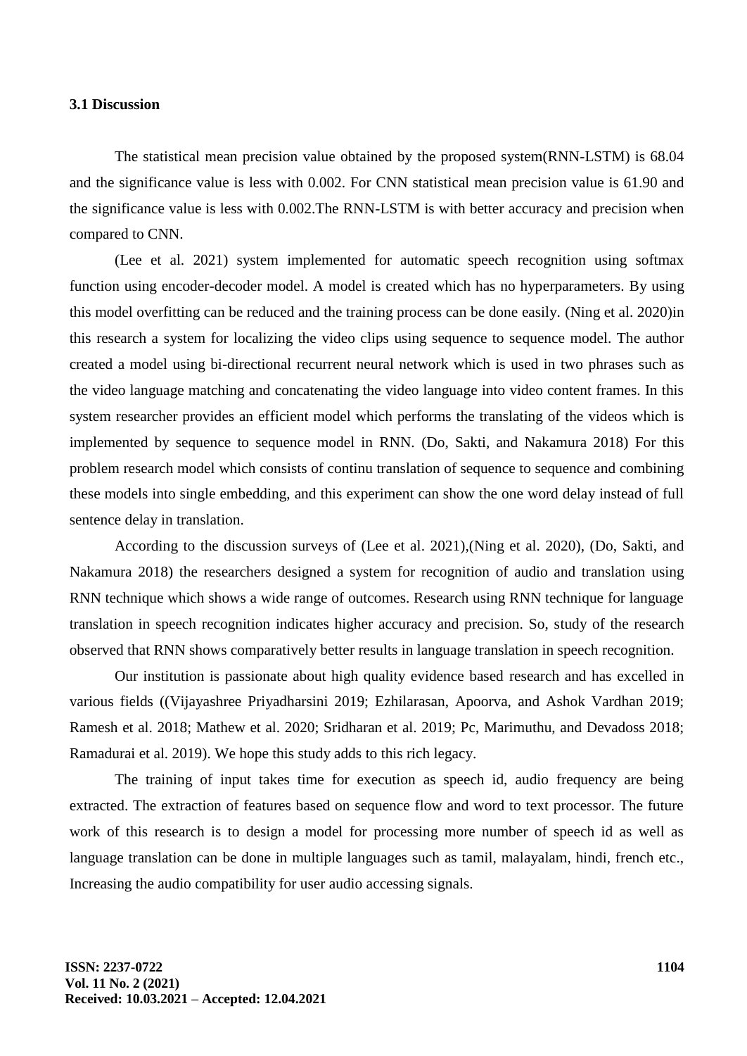### 3.1 Discussion

The statistical mean precision value obtained by the proposed system(RNN-LSTM) is 68.04 and the significance value is less with 0.002. For CNN statistical mean precision value is 61.90 and the significance value is less with 0.002.The RNN-LSTM is with better accuracy and precision when compared to CNN.

(Lee et al. 2021) system implemented for automatic speech recognition using softmax function using encoder-decoder model. A model is created which has no hyperparameters. By using this model overfitting can be reduced and the training process can be done easily. (Ning et al. 2020)in this research a system for localizing the video clips using sequence to sequence model. The author created a model using bi-directional recurrent neural network which is used in two phrases such as the video language matching and concatenating the video language into video content frames. In this system researcher provides an efficient model which performs the translating of the videos which is implemented by sequence to sequence model in RNN. (Do, Sakti, and Nakamura 2018) For this problem research model which consists of continu translation of sequence to sequence and combining these models into single embedding, and this experiment can show the one word delay instead of full sentence delay in translation.

According to the discussion surveys of (Lee et al. 2021),(Ning et al. 2020), (Do, Sakti, and Nakamura 2018) the researchers designed a system for recognition of audio and translation using RNN technique which shows a wide range of outcomes. Research using RNN technique for language translation in speech recognition indicates higher accuracy and precision. So, study of the research observed that RNN shows comparatively better results in language translation in speech recognition.

Our institution is passionate about high quality evidence based research and has excelled in various fields ((Vijayashree Priyadharsini 2019; Ezhilarasan, Apoorva, and Ashok Vardhan 2019; Ramesh et al. 2018; Mathew et al. 2020; Sridharan et al. 2019; Pc, Marimuthu, and Devadoss 2018; Ramadurai et al. 2019). We hope this study adds to this rich legacy.

The training of input takes time for execution as speech id, audio frequency are being extracted. The extraction of features based on sequence flow and word to text processor. The future work of this research is to design a model for processing more number of speech id as well as language translation can be done in multiple languages such as tamil, malayalam, hindi, french etc., Increasing the audio compatibility for user audio accessing signals.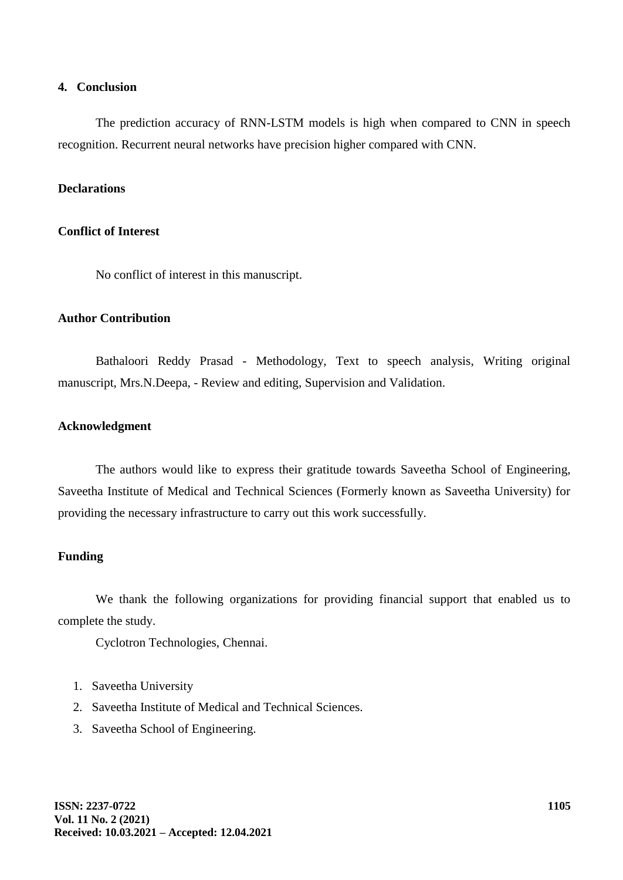## 4. Conclusion

The prediction accuracy of RNN-LSTM models is high when compared to CNN in speech recognition. Recurrent neural networks have precision higher compared with CNN.

### Declarations

### Conflict of Interest

No conflict of interest in this manuscript.

### Author Contribution

Bathaloori Reddy Prasad - Methodology, Text to speech analysis, Writing original manuscript, Mrs.N.Deepa, - Review and editing, Supervision and Validation.

### Acknowledgment

The authors would like to express their gratitude towards Saveetha School of Engineering, Saveetha Institute of Medical and Technical Sciences (Formerly known as Saveetha University) for providing the necessary infrastructure to carry out this work successfully.

### Funding

We thank the following organizations for providing financial support that enabled us to complete the study.

Cyclotron Technologies, Chennai.

1. Saveetha University
2. Saveetha Institute of Medical and Technical Sciences.
3. Saveetha School of Engineering.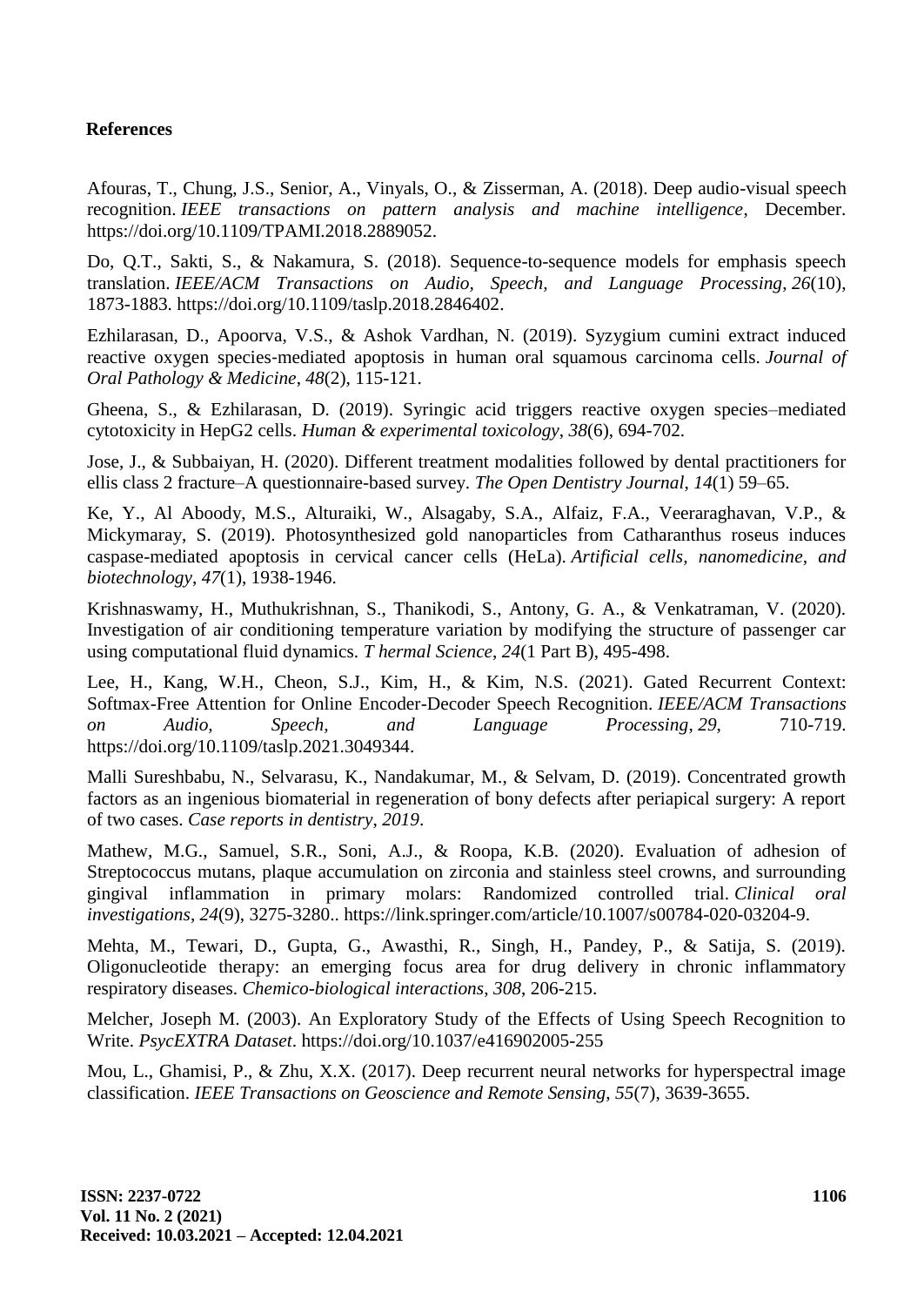## References

Afouras, T., Chung, J.S., Senior, A., Vinyals, O., & Zisserman, A. (2018). Deep audio-visual speech recognition. *IEEE transactions on pattern analysis and machine intelligence*, December. https://doi.org/10.1109/TPAMI.2018.2889052.

Do, Q.T., Sakti, S., & Nakamura, S. (2018). Sequence-to-sequence models for emphasis speech translation. *IEEE/ACM Transactions on Audio, Speech, and Language Processing*, *26*(10), 1873-1883. https://doi.org/10.1109/taslp.2018.2846402.

Ezhilarasan, D., Apoorva, V.S., & Ashok Vardhan, N. (2019). Syzygium cumini extract induced reactive oxygen species‐mediated apoptosis in human oral squamous carcinoma cells. *Journal of Oral Pathology & Medicine*, *48*(2), 115-121.

Gheena, S., & Ezhilarasan, D. (2019). Syringic acid triggers reactive oxygen species–mediated cytotoxicity in HepG2 cells. *Human & experimental toxicology*, *38*(6), 694-702.

Jose, J., & Subbaiyan, H. (2020). Different treatment modalities followed by dental practitioners for ellis class 2 fracture–A questionnaire-based survey. *The Open Dentistry Journal*, *14*(1) 59–65.

Ke, Y., Al Aboody, M.S., Alturaiki, W., Alsagaby, S.A., Alfaiz, F.A., Veeraraghavan, V.P., & Mickymaray, S. (2019). Photosynthesized gold nanoparticles from Catharanthus roseus induces caspase-mediated apoptosis in cervical cancer cells (HeLa). *Artificial cells, nanomedicine, and biotechnology*, *47*(1), 1938-1946.

Krishnaswamy, H., Muthukrishnan, S., Thanikodi, S., Antony, G. A., & Venkatraman, V. (2020). Investigation of air conditioning temperature variation by modifying the structure of passenger car using computational fluid dynamics. *T hermal Science*, *24*(1 Part B), 495-498.

Lee, H., Kang, W.H., Cheon, S.J., Kim, H., & Kim, N.S. (2021). Gated Recurrent Context: Softmax-Free Attention for Online Encoder-Decoder Speech Recognition. *IEEE/ACM Transactions on Audio, Speech, and Language Processing*, *29*, 710-719. https://doi.org/10.1109/taslp.2021.3049344.

Malli Sureshbabu, N., Selvarasu, K., Nandakumar, M., & Selvam, D. (2019). Concentrated growth factors as an ingenious biomaterial in regeneration of bony defects after periapical surgery: A report of two cases. *Case reports in dentistry*, *2019*.

Mathew, M.G., Samuel, S.R., Soni, A.J., & Roopa, K.B. (2020). Evaluation of adhesion of Streptococcus mutans, plaque accumulation on zirconia and stainless steel crowns, and surrounding gingival inflammation in primary molars: Randomized controlled trial. *Clinical oral investigations*, *24*(9), 3275-3280.. https://link.springer.com/article/10.1007/s00784-020-03204-9.

Mehta, M., Tewari, D., Gupta, G., Awasthi, R., Singh, H., Pandey, P., & Satija, S. (2019). Oligonucleotide therapy: an emerging focus area for drug delivery in chronic inflammatory respiratory diseases. *Chemico-biological interactions*, *308*, 206-215.

Melcher, Joseph M. (2003). An Exploratory Study of the Effects of Using Speech Recognition to Write. *PsycEXTRA Dataset*. https://doi.org/10.1037/e416902005-255

Mou, L., Ghamisi, P., & Zhu, X.X. (2017). Deep recurrent neural networks for hyperspectral image classification. *IEEE Transactions on Geoscience and Remote Sensing*, *55*(7), 3639-3655.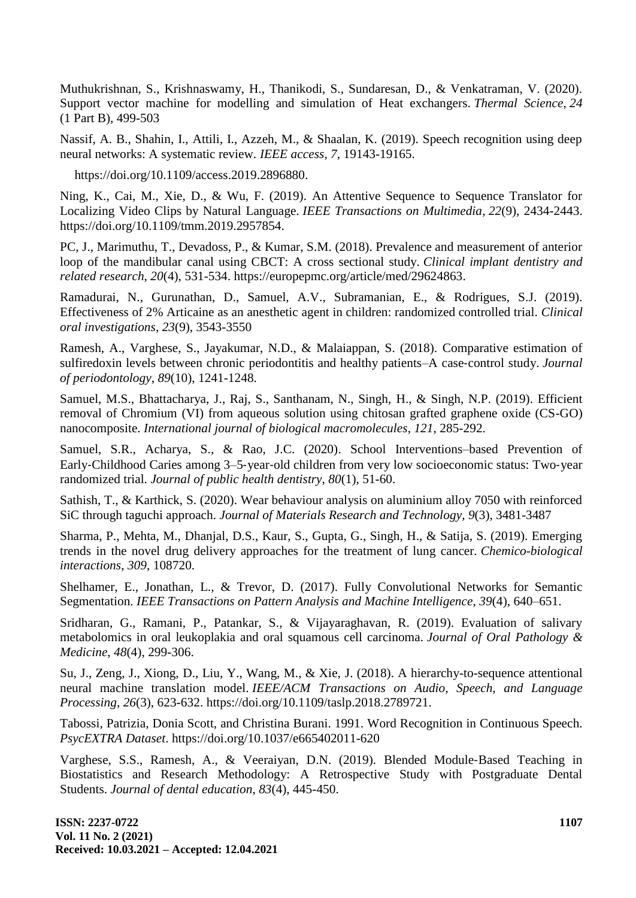Muthukrishnan, S., Krishnaswamy, H., Thanikodi, S., Sundaresan, D., & Venkatraman, V. (2020). Support vector machine for modelling and simulation of Heat exchangers. *Thermal Science*, *24* (1 Part B), 499-503

Nassif, A. B., Shahin, I., Attili, I., Azzeh, M., & Shaalan, K. (2019). Speech recognition using deep neural networks: A systematic review. *IEEE access*, *7*, 19143-19165.

https://doi.org/10.1109/access.2019.2896880.

Ning, K., Cai, M., Xie, D., & Wu, F. (2019). An Attentive Sequence to Sequence Translator for Localizing Video Clips by Natural Language. *IEEE Transactions on Multimedia*, *22*(9), 2434-2443. https://doi.org/10.1109/tmm.2019.2957854.

PC, J., Marimuthu, T., Devadoss, P., & Kumar, S.M. (2018). Prevalence and measurement of anterior loop of the mandibular canal using CBCT: A cross sectional study. *Clinical implant dentistry and related research*, *20*(4), 531-534. https://europepmc.org/article/med/29624863.

Ramadurai, N., Gurunathan, D., Samuel, A.V., Subramanian, E., & Rodrigues, S.J. (2019). Effectiveness of 2% Articaine as an anesthetic agent in children: randomized controlled trial. *Clinical oral investigations*, *23*(9), 3543-3550

Ramesh, A., Varghese, S., Jayakumar, N.D., & Malaiappan, S. (2018). Comparative estimation of sulfiredoxin levels between chronic periodontitis and healthy patients–A case‐control study. *Journal of periodontology*, *89*(10), 1241-1248.

Samuel, M.S., Bhattacharya, J., Raj, S., Santhanam, N., Singh, H., & Singh, N.P. (2019). Efficient removal of Chromium (VI) from aqueous solution using chitosan grafted graphene oxide (CS-GO) nanocomposite. *International journal of biological macromolecules*, *121*, 285-292.

Samuel, S.R., Acharya, S., & Rao, J.C. (2020). School Interventions–based Prevention of Early‐Childhood Caries among 3–5‐year‐old children from very low socioeconomic status: Two‐year randomized trial. *Journal of public health dentistry*, *80*(1), 51-60.

Sathish, T., & Karthick, S. (2020). Wear behaviour analysis on aluminium alloy 7050 with reinforced SiC through taguchi approach. *Journal of Materials Research and Technology*, *9*(3), 3481-3487

Sharma, P., Mehta, M., Dhanjal, D.S., Kaur, S., Gupta, G., Singh, H., & Satija, S. (2019). Emerging trends in the novel drug delivery approaches for the treatment of lung cancer. *Chemico-biological interactions*, *309*, 108720.

Shelhamer, E., Jonathan, L., & Trevor, D. (2017). Fully Convolutional Networks for Semantic Segmentation. *IEEE Transactions on Pattern Analysis and Machine Intelligence*, *39*(4), 640–651.

Sridharan, G., Ramani, P., Patankar, S., & Vijayaraghavan, R. (2019). Evaluation of salivary metabolomics in oral leukoplakia and oral squamous cell carcinoma. *Journal of Oral Pathology & Medicine*, *48*(4), 299-306.

Su, J., Zeng, J., Xiong, D., Liu, Y., Wang, M., & Xie, J. (2018). A hierarchy-to-sequence attentional neural machine translation model. *IEEE/ACM Transactions on Audio, Speech, and Language Processing*, *26*(3), 623-632. https://doi.org/10.1109/taslp.2018.2789721.

Tabossi, Patrizia, Donia Scott, and Christina Burani. 1991. Word Recognition in Continuous Speech. *PsycEXTRA Dataset*. https://doi.org/10.1037/e665402011-620

Varghese, S.S., Ramesh, A., & Veeraiyan, D.N. (2019). Blended Module‐Based Teaching in Biostatistics and Research Methodology: A Retrospective Study with Postgraduate Dental Students. *Journal of dental education*, *83*(4), 445-450.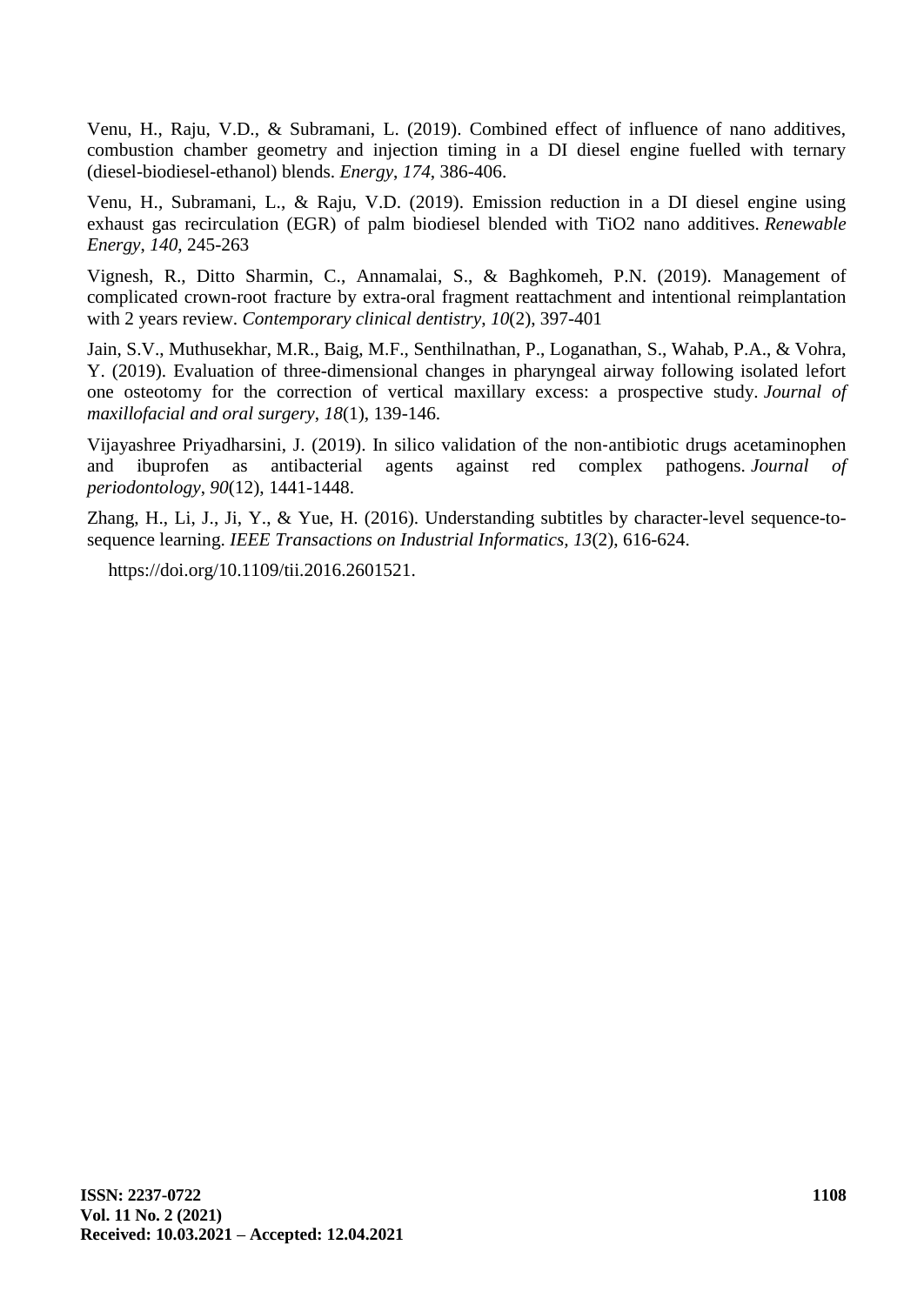Venu, H., Raju, V.D., & Subramani, L. (2019). Combined effect of influence of nano additives, combustion chamber geometry and injection timing in a DI diesel engine fuelled with ternary (diesel-biodiesel-ethanol) blends. *Energy*, *174*, 386-406.

Venu, H., Subramani, L., & Raju, V.D. (2019). Emission reduction in a DI diesel engine using exhaust gas recirculation (EGR) of palm biodiesel blended with TiO2 nano additives. *Renewable Energy*, *140*, 245-263

Vignesh, R., Ditto Sharmin, C., Annamalai, S., & Baghkomeh, P.N. (2019). Management of complicated crown-root fracture by extra-oral fragment reattachment and intentional reimplantation with 2 years review. *Contemporary clinical dentistry*, *10*(2), 397-401

Jain, S.V., Muthusekhar, M.R., Baig, M.F., Senthilnathan, P., Loganathan, S., Wahab, P.A., & Vohra, Y. (2019). Evaluation of three-dimensional changes in pharyngeal airway following isolated lefort one osteotomy for the correction of vertical maxillary excess: a prospective study. *Journal of maxillofacial and oral surgery*, *18*(1), 139-146.

Vijayashree Priyadharsini, J. (2019). In silico validation of the non-antibiotic drugs acetaminophen and ibuprofen as antibacterial agents against red complex pathogens. *Journal of periodontology*, *90*(12), 1441-1448.

Zhang, H., Li, J., Ji, Y., & Yue, H. (2016). Understanding subtitles by character-level sequence-to-sequence learning. *IEEE Transactions on Industrial Informatics*, *13*(2), 616-624.

https://doi.org/10.1109/tii.2016.2601521.